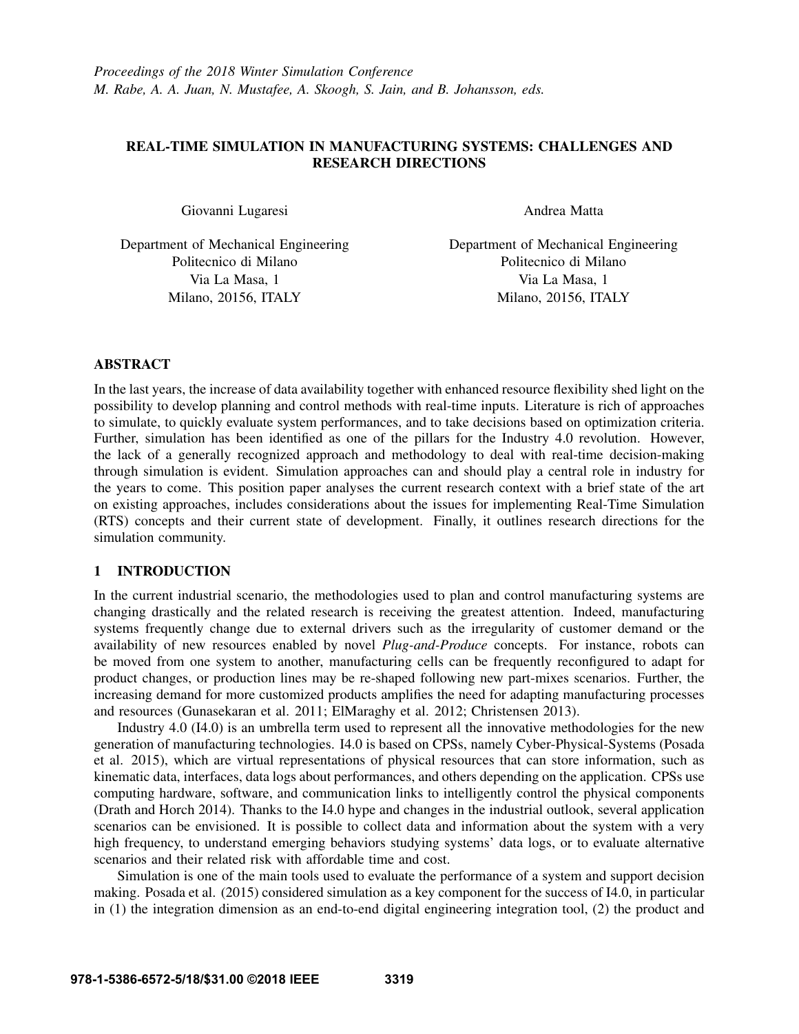*Proceedings of the 2018 Winter Simulation Conference*
*M. Rabe, A. A. Juan, N. Mustafee, A. Skoogh, S. Jain, and B. Johansson, eds.*

# REAL-TIME SIMULATION IN MANUFACTURING SYSTEMS: CHALLENGES AND RESEARCH DIRECTIONS

Giovanni Lugaresi

Department of Mechanical Engineering
Politecnico di Milano
Via La Masa, 1
Milano, 20156, ITALY

Andrea Matta

Department of Mechanical Engineering
Politecnico di Milano
Via La Masa, 1
Milano, 20156, ITALY

## ABSTRACT

In the last years, the increase of data availability together with enhanced resource flexibility shed light on the possibility to develop planning and control methods with real-time inputs. Literature is rich of approaches to simulate, to quickly evaluate system performances, and to take decisions based on optimization criteria. Further, simulation has been identified as one of the pillars for the Industry 4.0 revolution. However, the lack of a generally recognized approach and methodology to deal with real-time decision-making through simulation is evident. Simulation approaches can and should play a central role in industry for the years to come. This position paper analyses the current research context with a brief state of the art on existing approaches, includes considerations about the issues for implementing Real-Time Simulation (RTS) concepts and their current state of development. Finally, it outlines research directions for the simulation community.

## 1 INTRODUCTION

In the current industrial scenario, the methodologies used to plan and control manufacturing systems are changing drastically and the related research is receiving the greatest attention. Indeed, manufacturing systems frequently change due to external drivers such as the irregularity of customer demand or the availability of new resources enabled by novel *Plug-and-Produce* concepts. For instance, robots can be moved from one system to another, manufacturing cells can be frequently reconfigured to adapt for product changes, or production lines may be re-shaped following new part-mixes scenarios. Further, the increasing demand for more customized products amplifies the need for adapting manufacturing processes and resources (Gunasekaran et al. 2011; ElMaraghy et al. 2012; Christensen 2013).

Industry 4.0 (I4.0) is an umbrella term used to represent all the innovative methodologies for the new generation of manufacturing technologies. I4.0 is based on CPSs, namely Cyber-Physical-Systems (Posada et al. 2015), which are virtual representations of physical resources that can store information, such as kinematic data, interfaces, data logs about performances, and others depending on the application. CPSs use computing hardware, software, and communication links to intelligently control the physical components (Drath and Horch 2014). Thanks to the I4.0 hype and changes in the industrial outlook, several application scenarios can be envisioned. It is possible to collect data and information about the system with a very high frequency, to understand emerging behaviors studying systems' data logs, or to evaluate alternative scenarios and their related risk with affordable time and cost.

Simulation is one of the main tools used to evaluate the performance of a system and support decision making. Posada et al. (2015) considered simulation as a key component for the success of I4.0, in particular in (1) the integration dimension as an end-to-end digital engineering integration tool, (2) the product and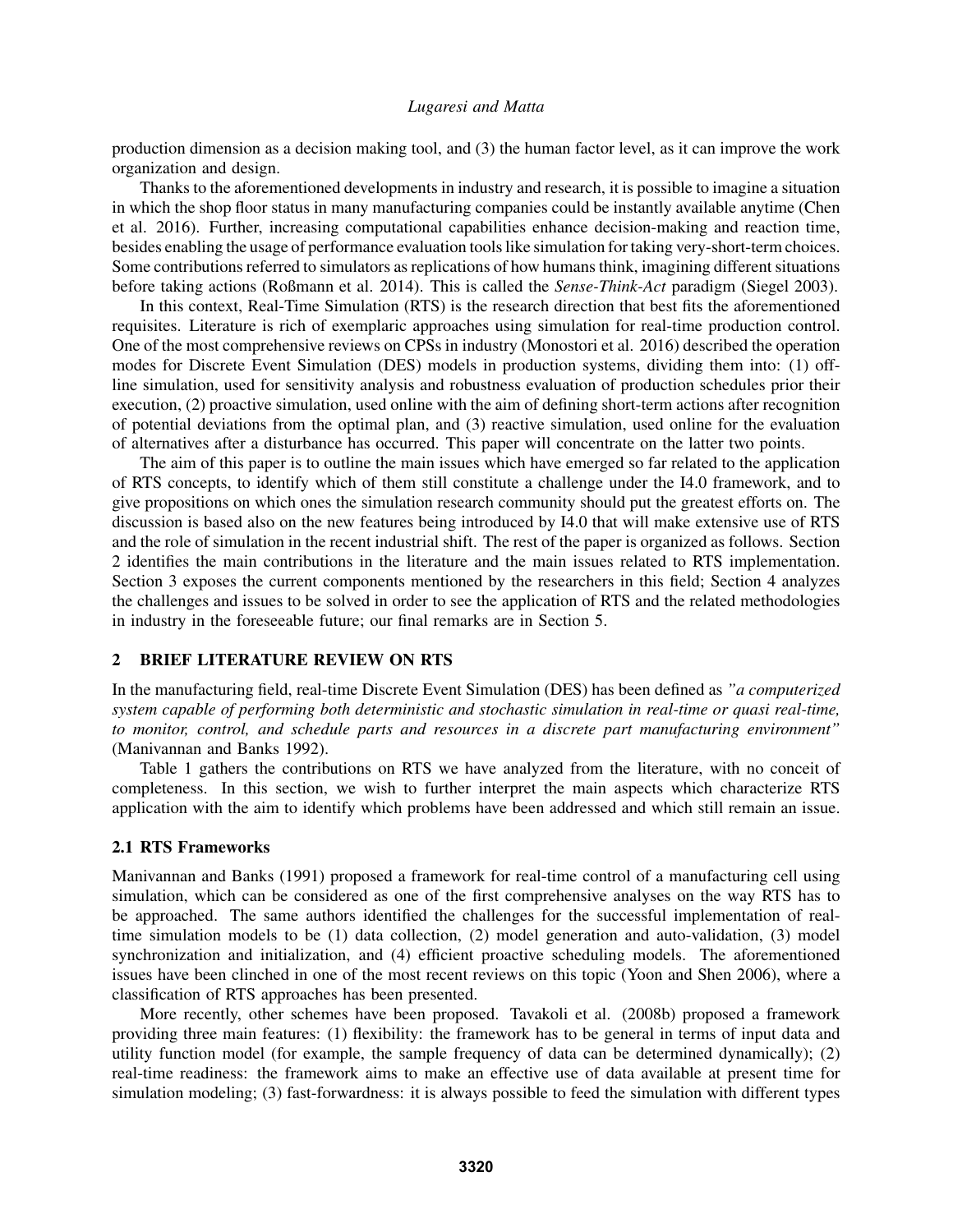production dimension as a decision making tool, and (3) the human factor level, as it can improve the work organization and design.

Thanks to the aforementioned developments in industry and research, it is possible to imagine a situation in which the shop floor status in many manufacturing companies could be instantly available anytime (Chen et al. 2016). Further, increasing computational capabilities enhance decision-making and reaction time, besides enabling the usage of performance evaluation tools like simulation for taking very-short-term choices. Some contributions referred to simulators as replications of how humans think, imagining different situations before taking actions (Roßmann et al. 2014). This is called the *Sense-Think-Act* paradigm (Siegel 2003).

In this context, Real-Time Simulation (RTS) is the research direction that best fits the aforementioned requisites. Literature is rich of exemplaric approaches using simulation for real-time production control. One of the most comprehensive reviews on CPSs in industry (Monostori et al. 2016) described the operation modes for Discrete Event Simulation (DES) models in production systems, dividing them into: (1) off-line simulation, used for sensitivity analysis and robustness evaluation of production schedules prior their execution, (2) proactive simulation, used online with the aim of defining short-term actions after recognition of potential deviations from the optimal plan, and (3) reactive simulation, used online for the evaluation of alternatives after a disturbance has occurred. This paper will concentrate on the latter two points.

The aim of this paper is to outline the main issues which have emerged so far related to the application of RTS concepts, to identify which of them still constitute a challenge under the I4.0 framework, and to give propositions on which ones the simulation research community should put the greatest efforts on. The discussion is based also on the new features being introduced by I4.0 that will make extensive use of RTS and the role of simulation in the recent industrial shift. The rest of the paper is organized as follows. Section 2 identifies the main contributions in the literature and the main issues related to RTS implementation. Section 3 exposes the current components mentioned by the researchers in this field; Section 4 analyzes the challenges and issues to be solved in order to see the application of RTS and the related methodologies in industry in the foreseeable future; our final remarks are in Section 5.

## 2 BRIEF LITERATURE REVIEW ON RTS

In the manufacturing field, real-time Discrete Event Simulation (DES) has been defined as *"a computerized system capable of performing both deterministic and stochastic simulation in real-time or quasi real-time, to monitor, control, and schedule parts and resources in a discrete part manufacturing environment"* (Manivannan and Banks 1992).

Table 1 gathers the contributions on RTS we have analyzed from the literature, with no conceit of completeness. In this section, we wish to further interpret the main aspects which characterize RTS application with the aim to identify which problems have been addressed and which still remain an issue.

### 2.1 RTS Frameworks

Manivannan and Banks (1991) proposed a framework for real-time control of a manufacturing cell using simulation, which can be considered as one of the first comprehensive analyses on the way RTS has to be approached. The same authors identified the challenges for the successful implementation of real-time simulation models to be (1) data collection, (2) model generation and auto-validation, (3) model synchronization and initialization, and (4) efficient proactive scheduling models. The aforementioned issues have been clinched in one of the most recent reviews on this topic (Yoon and Shen 2006), where a classification of RTS approaches has been presented.

More recently, other schemes have been proposed. Tavakoli et al. (2008b) proposed a framework providing three main features: (1) flexibility: the framework has to be general in terms of input data and utility function model (for example, the sample frequency of data can be determined dynamically); (2) real-time readiness: the framework aims to make an effective use of data available at present time for simulation modeling; (3) fast-forwardness: it is always possible to feed the simulation with different types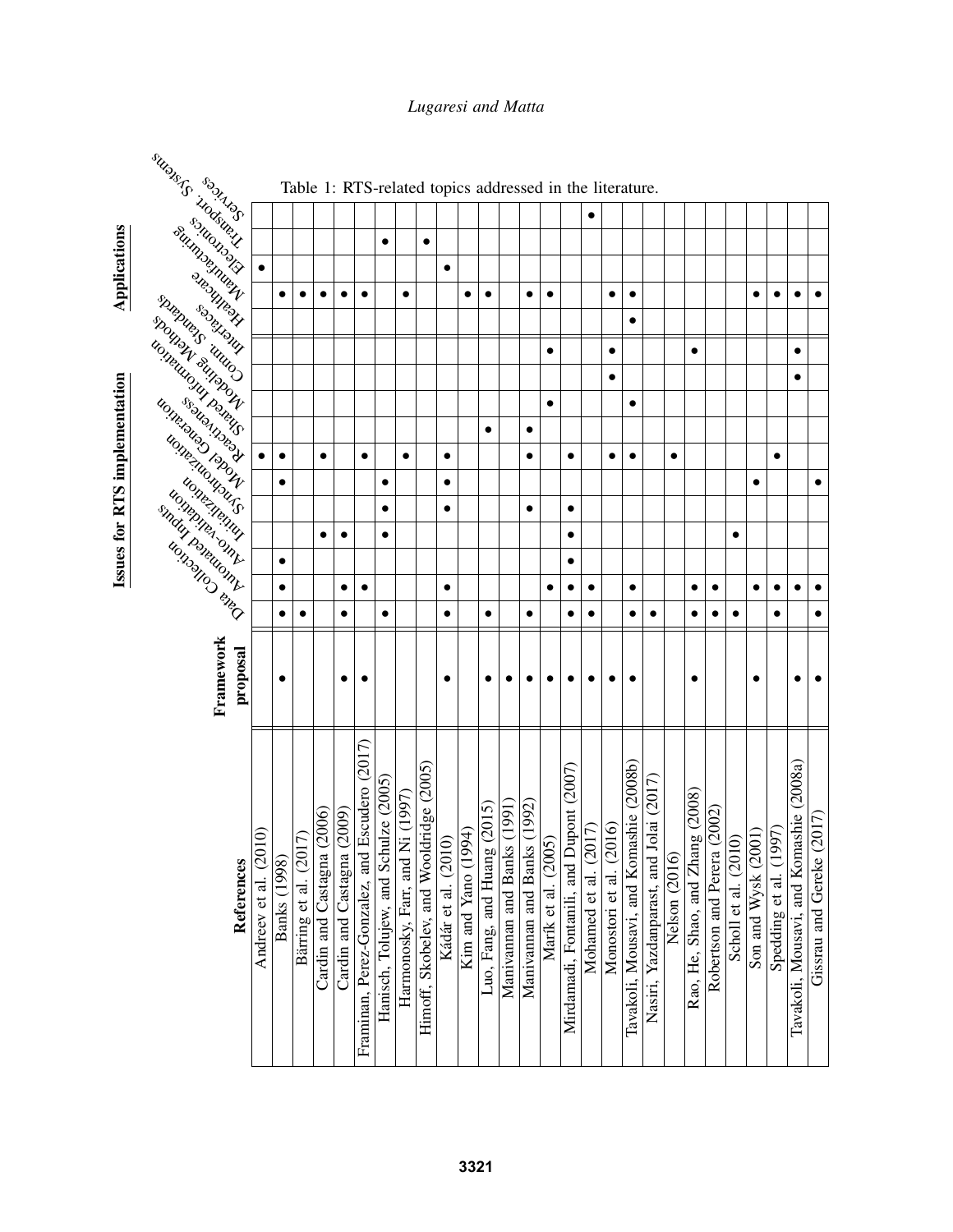Table 1: RTS-related topics addressed in the literature.

| References | Framework proposal | Issues for RTS implementation | | | | | | | | | | | Applications | | | | |
|---|---|---|---|---|---|---|---|---|---|---|---|---|---|---|---|---|---|
| | | Data Collection | Automated Inputs | Auto-validation | Initialization | Synchronization | Model Generation | Reactiveness | Shared Information | Modeling Methods | Comm. Standards | Interfaces | Healthcare | Manufacturing | Electronics | Transport. Systems | Services |
| Andreev et al. (2010) | | | | | | | | • | | | | | | | • | | |
| Banks (1998) | • | • | • | • | | | • | • | | | | | | • | | | |
| Bärring et al. (2017) | | • | | | | | | | | | | | | • | | | |
| Cardin and Castagna (2006) | | | | | • | | | • | | | | | | • | | | |
| Cardin and Castagna (2009) | • | • | • | | • | | | | | | | | | • | | | |
| Framinan, Perez-Gonzalez, and Escudero (2017) | • | | • | | | | | • | | | | | | • | | | |
| Hanisch, Tolujew, and Schulze (2005) | | • | | | • | • | • | | | | | | | | | • | |
| Harmonosky, Farr, and Ni (1997) | | | | | | | | • | | | | | | • | | | |
| Himoff, Skobelev, and Wooldridge (2005) | | | | | | | | | | | | | | | | • | |
| Kádár et al. (2010) | • | • | • | | | • | • | • | | | | | | | • | | |
| Kim and Yano (1994) | | | | | | | | | | | | | | • | | | |
| Luo, Fang, and Huang (2015) | • | • | | | | | | | • | | | | | • | | | |
| Manivannan and Banks (1991) | • | | | | | | | | | | | | | | | | |
| Manivannan and Banks (1992) | • | • | | | | • | | • | • | | | | | • | | | |
| Marik et al. (2005) | • | | • | | | | | | | • | | • | | • | | | |
| Mirdamadi, Fontanili, and Dupont (2007) | • | • | • | • | • | • | | • | | | | | | | | | |
| Mohamed et al. (2017) | • | • | • | | | | | | | | | | | | | | • |
| Monostori et al. (2016) | • | | | | | | | • | | | • | • | | • | | | |
| Tavakoli, Mousavi, and Komashie (2008b) | • | • | • | | | | | • | | • | | | • | • | | | |
| Nasiri, Yazdanparast, and Jolai (2017) | | • | | | | | | | | | | | | | | | |
| Nelson (2016) | | | | | | | | • | | | | | | | | | |
| Rao, He, Shao, and Zhang (2008) | • | • | • | | | | | | | | | • | | | | | |
| Robertson and Perera (2002) | | • | • | | | | | | | | | | | | | | |
| Scholl et al. (2010) | | • | | | • | | | | | | | | | | | | |
| Son and Wysk (2001) | • | | • | | | | • | | | | | | | • | | | |
| Spedding et al. (1997) | | • | • | | | | | • | | | | | | • | | | |
| Tavakoli, Mousavi, and Komashie (2008a) | • | | • | | | | | | | | • | • | | • | | | |
| Gissrau and Gereke (2017) | • | • | • | | | | • | | | | | | | • | | | |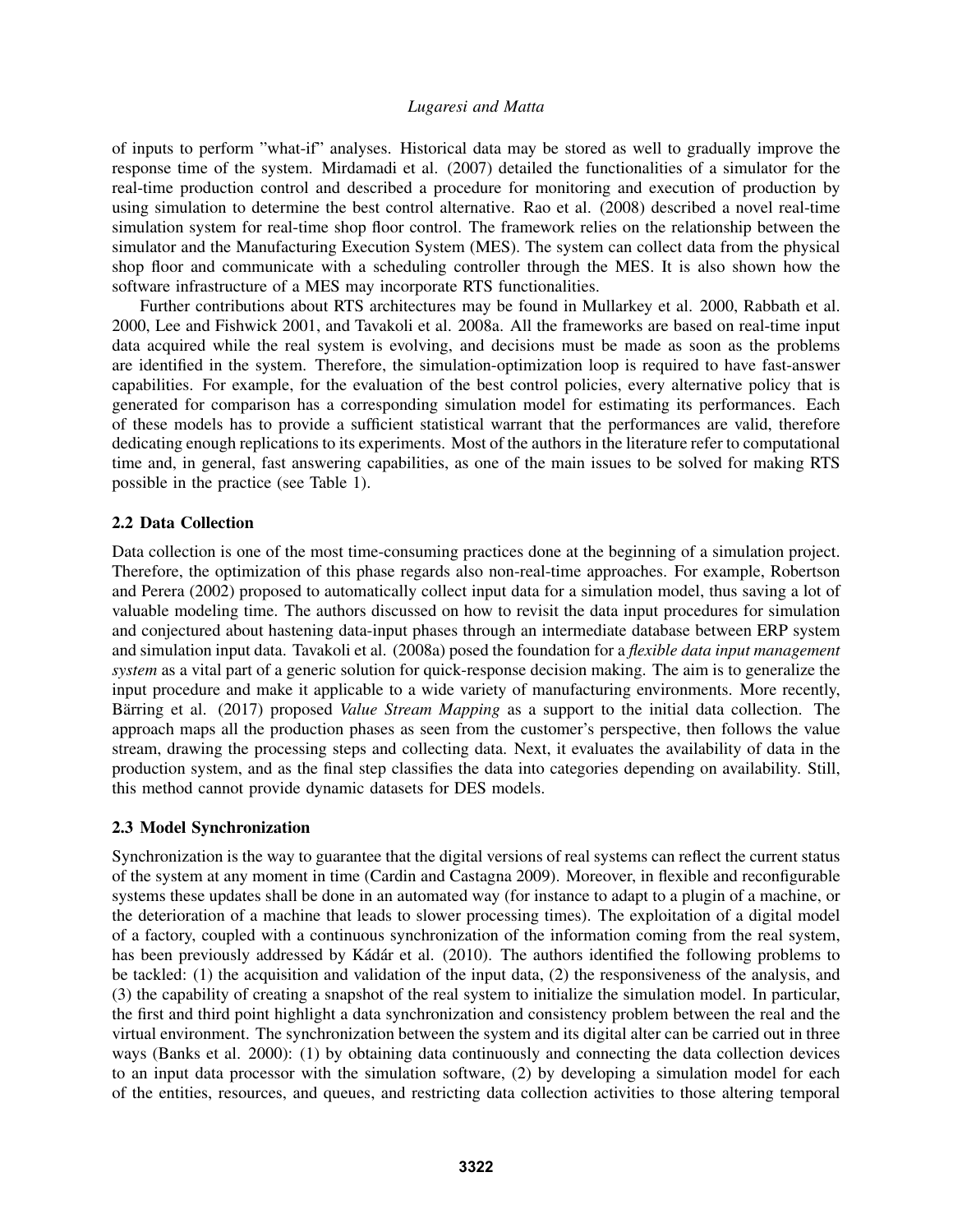of inputs to perform "what-if" analyses. Historical data may be stored as well to gradually improve the response time of the system. Mirdamadi et al. (2007) detailed the functionalities of a simulator for the real-time production control and described a procedure for monitoring and execution of production by using simulation to determine the best control alternative. Rao et al. (2008) described a novel real-time simulation system for real-time shop floor control. The framework relies on the relationship between the simulator and the Manufacturing Execution System (MES). The system can collect data from the physical shop floor and communicate with a scheduling controller through the MES. It is also shown how the software infrastructure of a MES may incorporate RTS functionalities.

Further contributions about RTS architectures may be found in Mullarkey et al. 2000, Rabbath et al. 2000, Lee and Fishwick 2001, and Tavakoli et al. 2008a. All the frameworks are based on real-time input data acquired while the real system is evolving, and decisions must be made as soon as the problems are identified in the system. Therefore, the simulation-optimization loop is required to have fast-answer capabilities. For example, for the evaluation of the best control policies, every alternative policy that is generated for comparison has a corresponding simulation model for estimating its performances. Each of these models has to provide a sufficient statistical warrant that the performances are valid, therefore dedicating enough replications to its experiments. Most of the authors in the literature refer to computational time and, in general, fast answering capabilities, as one of the main issues to be solved for making RTS possible in the practice (see Table 1).

### 2.2 Data Collection

Data collection is one of the most time-consuming practices done at the beginning of a simulation project. Therefore, the optimization of this phase regards also non-real-time approaches. For example, Robertson and Perera (2002) proposed to automatically collect input data for a simulation model, thus saving a lot of valuable modeling time. The authors discussed on how to revisit the data input procedures for simulation and conjectured about hastening data-input phases through an intermediate database between ERP system and simulation input data. Tavakoli et al. (2008a) posed the foundation for a *flexible data input management system* as a vital part of a generic solution for quick-response decision making. The aim is to generalize the input procedure and make it applicable to a wide variety of manufacturing environments. More recently, Bärring et al. (2017) proposed *Value Stream Mapping* as a support to the initial data collection. The approach maps all the production phases as seen from the customer's perspective, then follows the value stream, drawing the processing steps and collecting data. Next, it evaluates the availability of data in the production system, and as the final step classifies the data into categories depending on availability. Still, this method cannot provide dynamic datasets for DES models.

### 2.3 Model Synchronization

Synchronization is the way to guarantee that the digital versions of real systems can reflect the current status of the system at any moment in time (Cardin and Castagna 2009). Moreover, in flexible and reconfigurable systems these updates shall be done in an automated way (for instance to adapt to a plugin of a machine, or the deterioration of a machine that leads to slower processing times). The exploitation of a digital model of a factory, coupled with a continuous synchronization of the information coming from the real system, has been previously addressed by Kádár et al. (2010). The authors identified the following problems to be tackled: (1) the acquisition and validation of the input data, (2) the responsiveness of the analysis, and (3) the capability of creating a snapshot of the real system to initialize the simulation model. In particular, the first and third point highlight a data synchronization and consistency problem between the real and the virtual environment. The synchronization between the system and its digital alter can be carried out in three ways (Banks et al. 2000): (1) by obtaining data continuously and connecting the data collection devices to an input data processor with the simulation software, (2) by developing a simulation model for each of the entities, resources, and queues, and restricting data collection activities to those altering temporal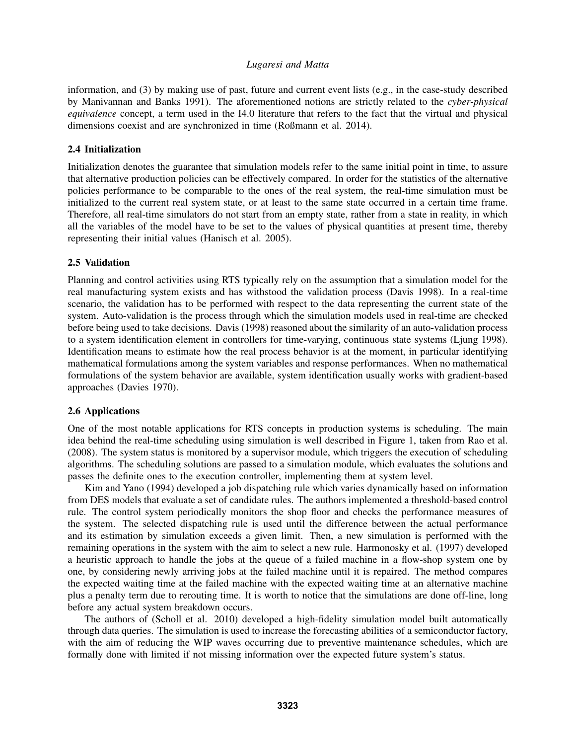information, and (3) by making use of past, future and current event lists (e.g., in the case-study described by Manivannan and Banks 1991). The aforementioned notions are strictly related to the *cyber-physical equivalence* concept, a term used in the I4.0 literature that refers to the fact that the virtual and physical dimensions coexist and are synchronized in time (Roßmann et al. 2014).

### 2.4 Initialization

Initialization denotes the guarantee that simulation models refer to the same initial point in time, to assure that alternative production policies can be effectively compared. In order for the statistics of the alternative policies performance to be comparable to the ones of the real system, the real-time simulation must be initialized to the current real system state, or at least to the same state occurred in a certain time frame. Therefore, all real-time simulators do not start from an empty state, rather from a state in reality, in which all the variables of the model have to be set to the values of physical quantities at present time, thereby representing their initial values (Hanisch et al. 2005).

### 2.5 Validation

Planning and control activities using RTS typically rely on the assumption that a simulation model for the real manufacturing system exists and has withstood the validation process (Davis 1998). In a real-time scenario, the validation has to be performed with respect to the data representing the current state of the system. Auto-validation is the process through which the simulation models used in real-time are checked before being used to take decisions. Davis (1998) reasoned about the similarity of an auto-validation process to a system identification element in controllers for time-varying, continuous state systems (Ljung 1998). Identification means to estimate how the real process behavior is at the moment, in particular identifying mathematical formulations among the system variables and response performances. When no mathematical formulations of the system behavior are available, system identification usually works with gradient-based approaches (Davies 1970).

### 2.6 Applications

One of the most notable applications for RTS concepts in production systems is scheduling. The main idea behind the real-time scheduling using simulation is well described in Figure 1, taken from Rao et al. (2008). The system status is monitored by a supervisor module, which triggers the execution of scheduling algorithms. The scheduling solutions are passed to a simulation module, which evaluates the solutions and passes the definite ones to the execution controller, implementing them at system level.

Kim and Yano (1994) developed a job dispatching rule which varies dynamically based on information from DES models that evaluate a set of candidate rules. The authors implemented a threshold-based control rule. The control system periodically monitors the shop floor and checks the performance measures of the system. The selected dispatching rule is used until the difference between the actual performance and its estimation by simulation exceeds a given limit. Then, a new simulation is performed with the remaining operations in the system with the aim to select a new rule. Harmonosky et al. (1997) developed a heuristic approach to handle the jobs at the queue of a failed machine in a flow-shop system one by one, by considering newly arriving jobs at the failed machine until it is repaired. The method compares the expected waiting time at the failed machine with the expected waiting time at an alternative machine plus a penalty term due to rerouting time. It is worth to notice that the simulations are done off-line, long before any actual system breakdown occurs.

The authors of (Scholl et al. 2010) developed a high-fidelity simulation model built automatically through data queries. The simulation is used to increase the forecasting abilities of a semiconductor factory, with the aim of reducing the WIP waves occurring due to preventive maintenance schedules, which are formally done with limited if not missing information over the expected future system's status.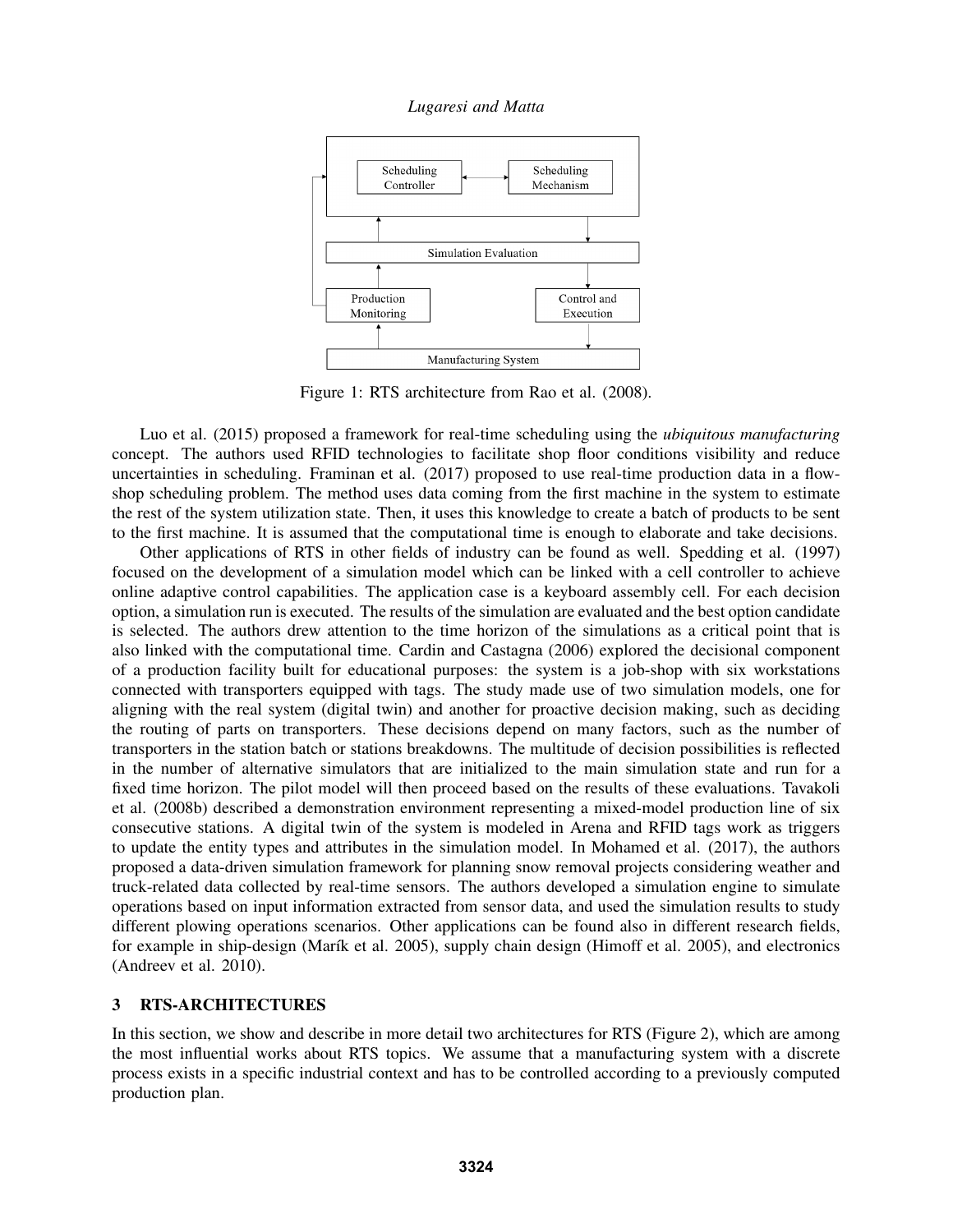Figure 1: RTS architecture from Rao et al. (2008).

Luo et al. (2015) proposed a framework for real-time scheduling using the *ubiquitous manufacturing* concept. The authors used RFID technologies to facilitate shop floor conditions visibility and reduce uncertainties in scheduling. Framinan et al. (2017) proposed to use real-time production data in a flow-shop scheduling problem. The method uses data coming from the first machine in the system to estimate the rest of the system utilization state. Then, it uses this knowledge to create a batch of products to be sent to the first machine. It is assumed that the computational time is enough to elaborate and take decisions.

Other applications of RTS in other fields of industry can be found as well. Spedding et al. (1997) focused on the development of a simulation model which can be linked with a cell controller to achieve online adaptive control capabilities. The application case is a keyboard assembly cell. For each decision option, a simulation run is executed. The results of the simulation are evaluated and the best option candidate is selected. The authors drew attention to the time horizon of the simulations as a critical point that is also linked with the computational time. Cardin and Castagna (2006) explored the decisional component of a production facility built for educational purposes: the system is a job-shop with six workstations connected with transporters equipped with tags. The study made use of two simulation models, one for aligning with the real system (digital twin) and another for proactive decision making, such as deciding the routing of parts on transporters. These decisions depend on many factors, such as the number of transporters in the station batch or stations breakdowns. The multitude of decision possibilities is reflected in the number of alternative simulators that are initialized to the main simulation state and run for a fixed time horizon. The pilot model will then proceed based on the results of these evaluations. Tavakoli et al. (2008b) described a demonstration environment representing a mixed-model production line of six consecutive stations. A digital twin of the system is modeled in Arena and RFID tags work as triggers to update the entity types and attributes in the simulation model. In Mohamed et al. (2017), the authors proposed a data-driven simulation framework for planning snow removal projects considering weather and truck-related data collected by real-time sensors. The authors developed a simulation engine to simulate operations based on input information extracted from sensor data, and used the simulation results to study different plowing operations scenarios. Other applications can be found also in different research fields, for example in ship-design (Marík et al. 2005), supply chain design (Himoff et al. 2005), and electronics (Andreev et al. 2010).

## 3 RTS-ARCHITECTURES

In this section, we show and describe in more detail two architectures for RTS (Figure 2), which are among the most influential works about RTS topics. We assume that a manufacturing system with a discrete process exists in a specific industrial context and has to be controlled according to a previously computed production plan.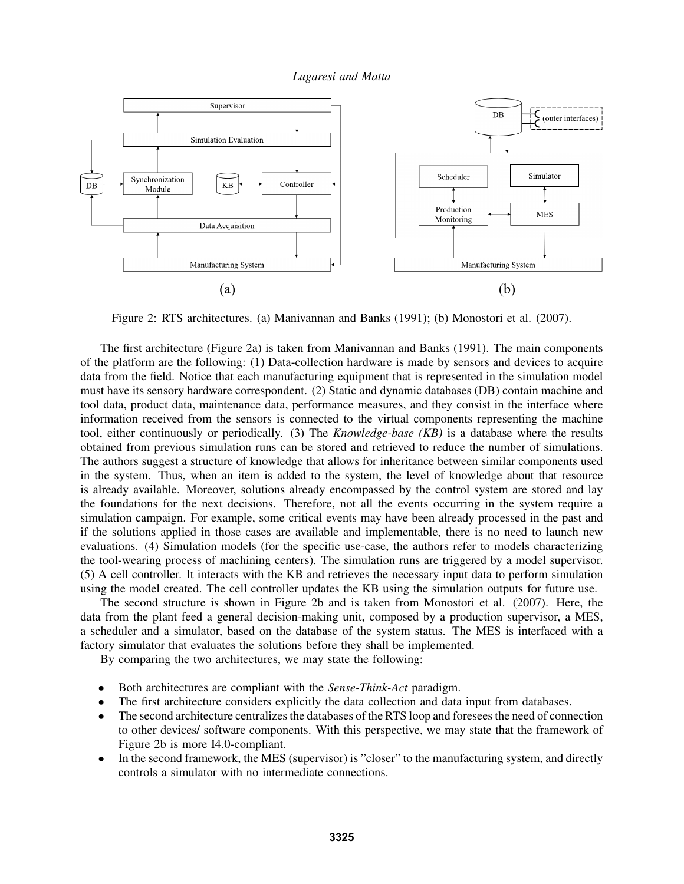Figure 2: RTS architectures. (a) Manivannan and Banks (1991); (b) Monostori et al. (2007).

The first architecture (Figure 2a) is taken from Manivannan and Banks (1991). The main components of the platform are the following: (1) Data-collection hardware is made by sensors and devices to acquire data from the field. Notice that each manufacturing equipment that is represented in the simulation model must have its sensory hardware correspondent. (2) Static and dynamic databases (DB) contain machine and tool data, product data, maintenance data, performance measures, and they consist in the interface where information received from the sensors is connected to the virtual components representing the machine tool, either continuously or periodically. (3) The *Knowledge-base (KB)* is a database where the results obtained from previous simulation runs can be stored and retrieved to reduce the number of simulations. The authors suggest a structure of knowledge that allows for inheritance between similar components used in the system. Thus, when an item is added to the system, the level of knowledge about that resource is already available. Moreover, solutions already encompassed by the control system are stored and lay the foundations for the next decisions. Therefore, not all the events occurring in the system require a simulation campaign. For example, some critical events may have been already processed in the past and if the solutions applied in those cases are available and implementable, there is no need to launch new evaluations. (4) Simulation models (for the specific use-case, the authors refer to models characterizing the tool-wearing process of machining centers). The simulation runs are triggered by a model supervisor. (5) A cell controller. It interacts with the KB and retrieves the necessary input data to perform simulation using the model created. The cell controller updates the KB using the simulation outputs for future use.

The second structure is shown in Figure 2b and is taken from Monostori et al. (2007). Here, the data from the plant feed a general decision-making unit, composed by a production supervisor, a MES, a scheduler and a simulator, based on the database of the system status. The MES is interfaced with a factory simulator that evaluates the solutions before they shall be implemented.

By comparing the two architectures, we may state the following:

- Both architectures are compliant with the *Sense-Think-Act* paradigm.
- The first architecture considers explicitly the data collection and data input from databases.
- The second architecture centralizes the databases of the RTS loop and foresees the need of connection to other devices/ software components. With this perspective, we may state that the framework of Figure 2b is more I4.0-compliant.
- In the second framework, the MES (supervisor) is "closer" to the manufacturing system, and directly controls a simulator with no intermediate connections.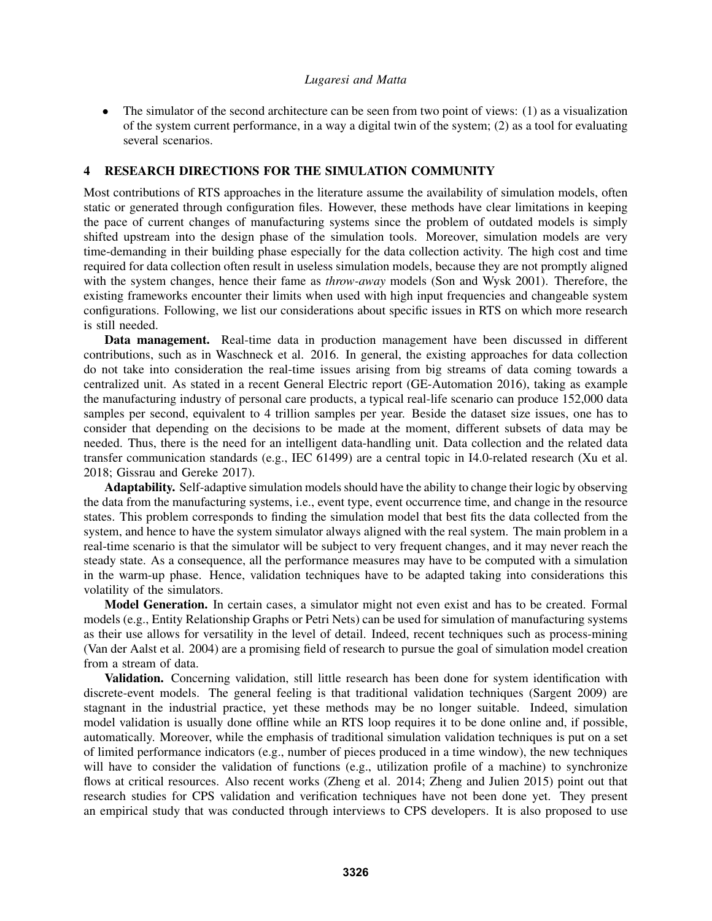- The simulator of the second architecture can be seen from two point of views: (1) as a visualization of the system current performance, in a way a digital twin of the system; (2) as a tool for evaluating several scenarios.

## 4 RESEARCH DIRECTIONS FOR THE SIMULATION COMMUNITY

Most contributions of RTS approaches in the literature assume the availability of simulation models, often static or generated through configuration files. However, these methods have clear limitations in keeping the pace of current changes of manufacturing systems since the problem of outdated models is simply shifted upstream into the design phase of the simulation tools. Moreover, simulation models are very time-demanding in their building phase especially for the data collection activity. The high cost and time required for data collection often result in useless simulation models, because they are not promptly aligned with the system changes, hence their fame as *throw-away* models (Son and Wysk 2001). Therefore, the existing frameworks encounter their limits when used with high input frequencies and changeable system configurations. Following, we list our considerations about specific issues in RTS on which more research is still needed.

**Data management.** Real-time data in production management have been discussed in different contributions, such as in Waschneck et al. 2016. In general, the existing approaches for data collection do not take into consideration the real-time issues arising from big streams of data coming towards a centralized unit. As stated in a recent General Electric report (GE-Automation 2016), taking as example the manufacturing industry of personal care products, a typical real-life scenario can produce 152,000 data samples per second, equivalent to 4 trillion samples per year. Beside the dataset size issues, one has to consider that depending on the decisions to be made at the moment, different subsets of data may be needed. Thus, there is the need for an intelligent data-handling unit. Data collection and the related data transfer communication standards (e.g., IEC 61499) are a central topic in I4.0-related research (Xu et al. 2018; Gissrau and Gereke 2017).

**Adaptability.** Self-adaptive simulation models should have the ability to change their logic by observing the data from the manufacturing systems, i.e., event type, event occurrence time, and change in the resource states. This problem corresponds to finding the simulation model that best fits the data collected from the system, and hence to have the system simulator always aligned with the real system. The main problem in a real-time scenario is that the simulator will be subject to very frequent changes, and it may never reach the steady state. As a consequence, all the performance measures may have to be computed with a simulation in the warm-up phase. Hence, validation techniques have to be adapted taking into considerations this volatility of the simulators.

**Model Generation.** In certain cases, a simulator might not even exist and has to be created. Formal models (e.g., Entity Relationship Graphs or Petri Nets) can be used for simulation of manufacturing systems as their use allows for versatility in the level of detail. Indeed, recent techniques such as process-mining (Van der Aalst et al. 2004) are a promising field of research to pursue the goal of simulation model creation from a stream of data.

**Validation.** Concerning validation, still little research has been done for system identification with discrete-event models. The general feeling is that traditional validation techniques (Sargent 2009) are stagnant in the industrial practice, yet these methods may be no longer suitable. Indeed, simulation model validation is usually done offline while an RTS loop requires it to be done online and, if possible, automatically. Moreover, while the emphasis of traditional simulation validation techniques is put on a set of limited performance indicators (e.g., number of pieces produced in a time window), the new techniques will have to consider the validation of functions (e.g., utilization profile of a machine) to synchronize flows at critical resources. Also recent works (Zheng et al. 2014; Zheng and Julien 2015) point out that research studies for CPS validation and verification techniques have not been done yet. They present an empirical study that was conducted through interviews to CPS developers. It is also proposed to use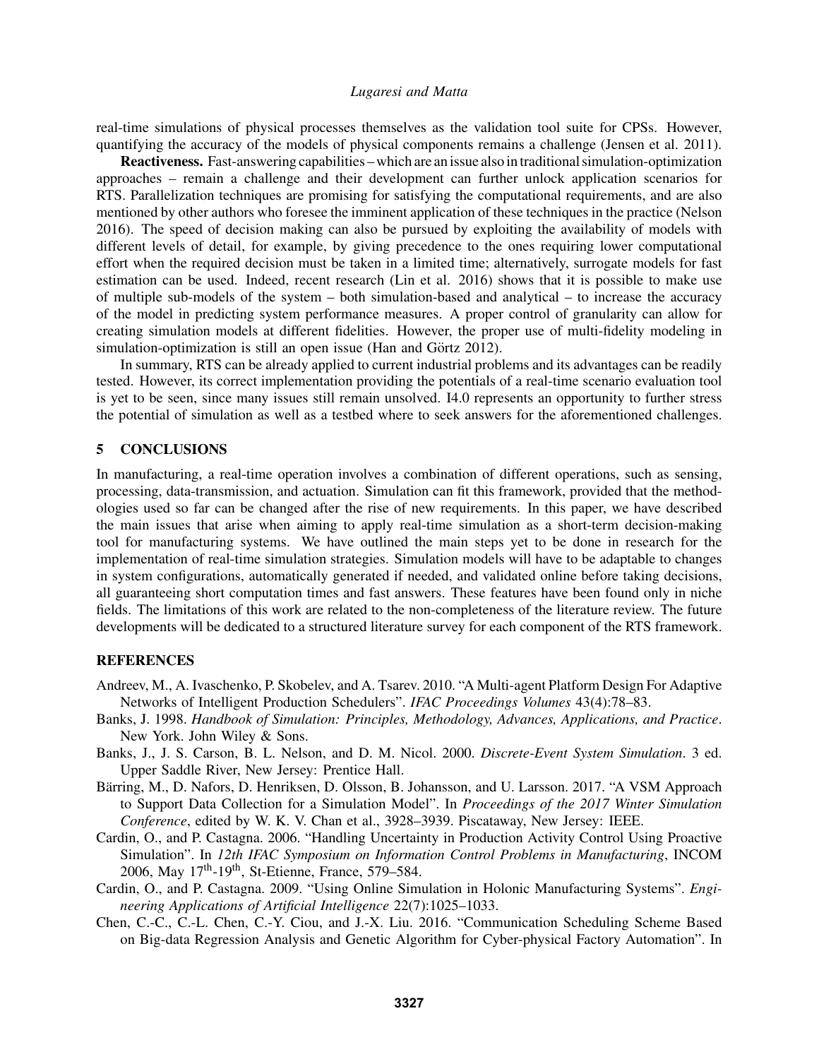real-time simulations of physical processes themselves as the validation tool suite for CPSs. However, quantifying the accuracy of the models of physical components remains a challenge (Jensen et al. 2011).

**Reactiveness.** Fast-answering capabilities – which are an issue also in traditional simulation-optimization approaches – remain a challenge and their development can further unlock application scenarios for RTS. Parallelization techniques are promising for satisfying the computational requirements, and are also mentioned by other authors who foresee the imminent application of these techniques in the practice (Nelson 2016). The speed of decision making can also be pursued by exploiting the availability of models with different levels of detail, for example, by giving precedence to the ones requiring lower computational effort when the required decision must be taken in a limited time; alternatively, surrogate models for fast estimation can be used. Indeed, recent research (Lin et al. 2016) shows that it is possible to make use of multiple sub-models of the system – both simulation-based and analytical – to increase the accuracy of the model in predicting system performance measures. A proper control of granularity can allow for creating simulation models at different fidelities. However, the proper use of multi-fidelity modeling in simulation-optimization is still an open issue (Han and Görtz 2012).

In summary, RTS can be already applied to current industrial problems and its advantages can be readily tested. However, its correct implementation providing the potentials of a real-time scenario evaluation tool is yet to be seen, since many issues still remain unsolved. I4.0 represents an opportunity to further stress the potential of simulation as well as a testbed where to seek answers for the aforementioned challenges.

## 5 CONCLUSIONS

In manufacturing, a real-time operation involves a combination of different operations, such as sensing, processing, data-transmission, and actuation. Simulation can fit this framework, provided that the methodologies used so far can be changed after the rise of new requirements. In this paper, we have described the main issues that arise when aiming to apply real-time simulation as a short-term decision-making tool for manufacturing systems. We have outlined the main steps yet to be done in research for the implementation of real-time simulation strategies. Simulation models will have to be adaptable to changes in system configurations, automatically generated if needed, and validated online before taking decisions, all guaranteeing short computation times and fast answers. These features have been found only in niche fields. The limitations of this work are related to the non-completeness of the literature review. The future developments will be dedicated to a structured literature survey for each component of the RTS framework.

## REFERENCES

Andreev, M., A. Ivaschenko, P. Skobelev, and A. Tsarev. 2010. "A Multi-agent Platform Design For Adaptive Networks of Intelligent Production Schedulers". *IFAC Proceedings Volumes* 43(4):78–83.

Banks, J. 1998. *Handbook of Simulation: Principles, Methodology, Advances, Applications, and Practice*. New York. John Wiley & Sons.

Banks, J., J. S. Carson, B. L. Nelson, and D. M. Nicol. 2000. *Discrete-Event System Simulation*. 3 ed. Upper Saddle River, New Jersey: Prentice Hall.

Bärring, M., D. Nafors, D. Henriksen, D. Olsson, B. Johansson, and U. Larsson. 2017. "A VSM Approach to Support Data Collection for a Simulation Model". In *Proceedings of the 2017 Winter Simulation Conference*, edited by W. K. V. Chan et al., 3928–3939. Piscataway, New Jersey: IEEE.

Cardin, O., and P. Castagna. 2006. "Handling Uncertainty in Production Activity Control Using Proactive Simulation". In *12th IFAC Symposium on Information Control Problems in Manufacturing*, INCOM 2006, May 17th-19th, St-Etienne, France, 579–584.

Cardin, O., and P. Castagna. 2009. "Using Online Simulation in Holonic Manufacturing Systems". *Engineering Applications of Artificial Intelligence* 22(7):1025–1033.

Chen, C.-C., C.-L. Chen, C.-Y. Ciou, and J.-X. Liu. 2016. "Communication Scheduling Scheme Based on Big-data Regression Analysis and Genetic Algorithm for Cyber-physical Factory Automation". In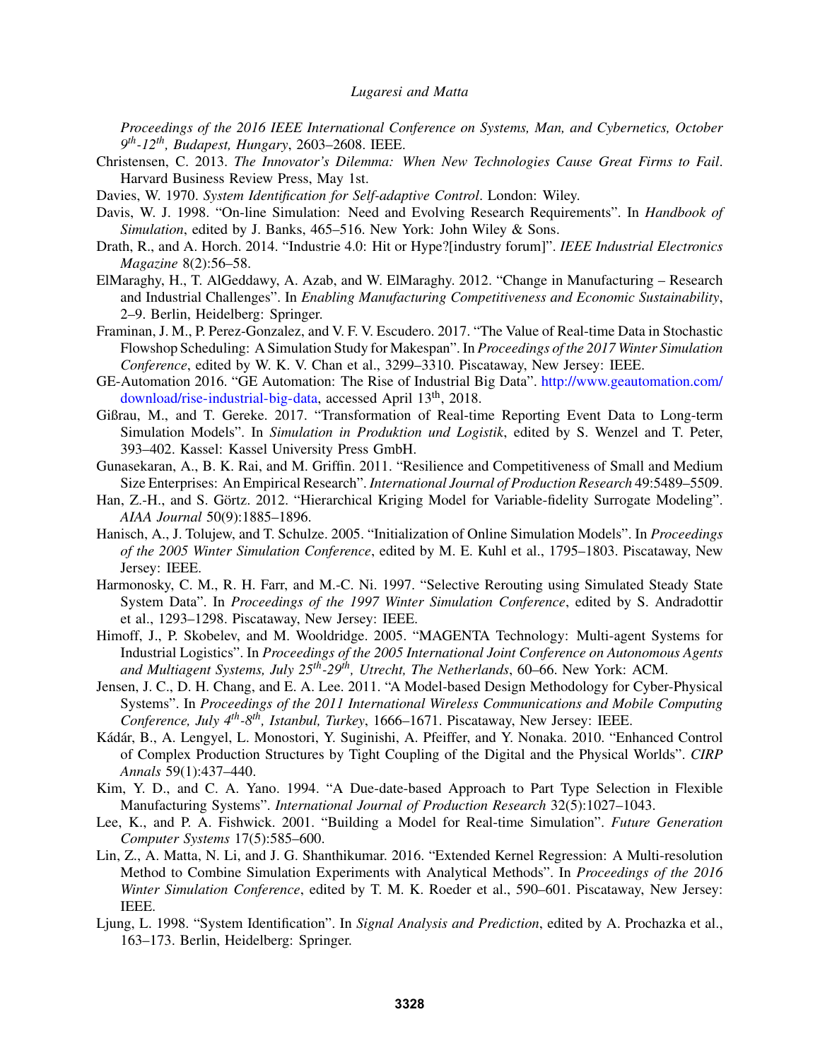*Proceedings of the 2016 IEEE International Conference on Systems, Man, and Cybernetics, October 9th-12th, Budapest, Hungary*, 2603–2608. IEEE.

Christensen, C. 2013. *The Innovator's Dilemma: When New Technologies Cause Great Firms to Fail*. Harvard Business Review Press, May 1st.

Davies, W. 1970. *System Identification for Self-adaptive Control*. London: Wiley.

Davis, W. J. 1998. "On-line Simulation: Need and Evolving Research Requirements". In *Handbook of Simulation*, edited by J. Banks, 465–516. New York: John Wiley & Sons.

Drath, R., and A. Horch. 2014. "Industrie 4.0: Hit or Hype?[industry forum]". *IEEE Industrial Electronics Magazine* 8(2):56–58.

ElMaraghy, H., T. AlGeddawy, A. Azab, and W. ElMaraghy. 2012. "Change in Manufacturing – Research and Industrial Challenges". In *Enabling Manufacturing Competitiveness and Economic Sustainability*, 2–9. Berlin, Heidelberg: Springer.

Framinan, J. M., P. Perez-Gonzalez, and V. F. V. Escudero. 2017. "The Value of Real-time Data in Stochastic Flowshop Scheduling: A Simulation Study for Makespan". In *Proceedings of the 2017 Winter Simulation Conference*, edited by W. K. V. Chan et al., 3299–3310. Piscataway, New Jersey: IEEE.

GE-Automation 2016. "GE Automation: The Rise of Industrial Big Data". http://www.geautomation.com/download/rise-industrial-big-data, accessed April 13th, 2018.

Gißrau, M., and T. Gereke. 2017. "Transformation of Real-time Reporting Event Data to Long-term Simulation Models". In *Simulation in Produktion und Logistik*, edited by S. Wenzel and T. Peter, 393–402. Kassel: Kassel University Press GmbH.

Gunasekaran, A., B. K. Rai, and M. Griffin. 2011. "Resilience and Competitiveness of Small and Medium Size Enterprises: An Empirical Research". *International Journal of Production Research* 49:5489–5509.

Han, Z.-H., and S. Görtz. 2012. "Hierarchical Kriging Model for Variable-fidelity Surrogate Modeling". *AIAA Journal* 50(9):1885–1896.

Hanisch, A., J. Tolujew, and T. Schulze. 2005. "Initialization of Online Simulation Models". In *Proceedings of the 2005 Winter Simulation Conference*, edited by M. E. Kuhl et al., 1795–1803. Piscataway, New Jersey: IEEE.

Harmonosky, C. M., R. H. Farr, and M.-C. Ni. 1997. "Selective Rerouting using Simulated Steady State System Data". In *Proceedings of the 1997 Winter Simulation Conference*, edited by S. Andradottir et al., 1293–1298. Piscataway, New Jersey: IEEE.

Himoff, J., P. Skobelev, and M. Wooldridge. 2005. "MAGENTA Technology: Multi-agent Systems for Industrial Logistics". In *Proceedings of the 2005 International Joint Conference on Autonomous Agents and Multiagent Systems, July 25th-29th, Utrecht, The Netherlands*, 60–66. New York: ACM.

Jensen, J. C., D. H. Chang, and E. A. Lee. 2011. "A Model-based Design Methodology for Cyber-Physical Systems". In *Proceedings of the 2011 International Wireless Communications and Mobile Computing Conference, July 4th-8th, Istanbul, Turkey*, 1666–1671. Piscataway, New Jersey: IEEE.

Kádár, B., A. Lengyel, L. Monostori, Y. Suginishi, A. Pfeiffer, and Y. Nonaka. 2010. "Enhanced Control of Complex Production Structures by Tight Coupling of the Digital and the Physical Worlds". *CIRP Annals* 59(1):437–440.

Kim, Y. D., and C. A. Yano. 1994. "A Due-date-based Approach to Part Type Selection in Flexible Manufacturing Systems". *International Journal of Production Research* 32(5):1027–1043.

Lee, K., and P. A. Fishwick. 2001. "Building a Model for Real-time Simulation". *Future Generation Computer Systems* 17(5):585–600.

Lin, Z., A. Matta, N. Li, and J. G. Shanthikumar. 2016. "Extended Kernel Regression: A Multi-resolution Method to Combine Simulation Experiments with Analytical Methods". In *Proceedings of the 2016 Winter Simulation Conference*, edited by T. M. K. Roeder et al., 590–601. Piscataway, New Jersey: IEEE.

Ljung, L. 1998. "System Identification". In *Signal Analysis and Prediction*, edited by A. Prochazka et al., 163–173. Berlin, Heidelberg: Springer.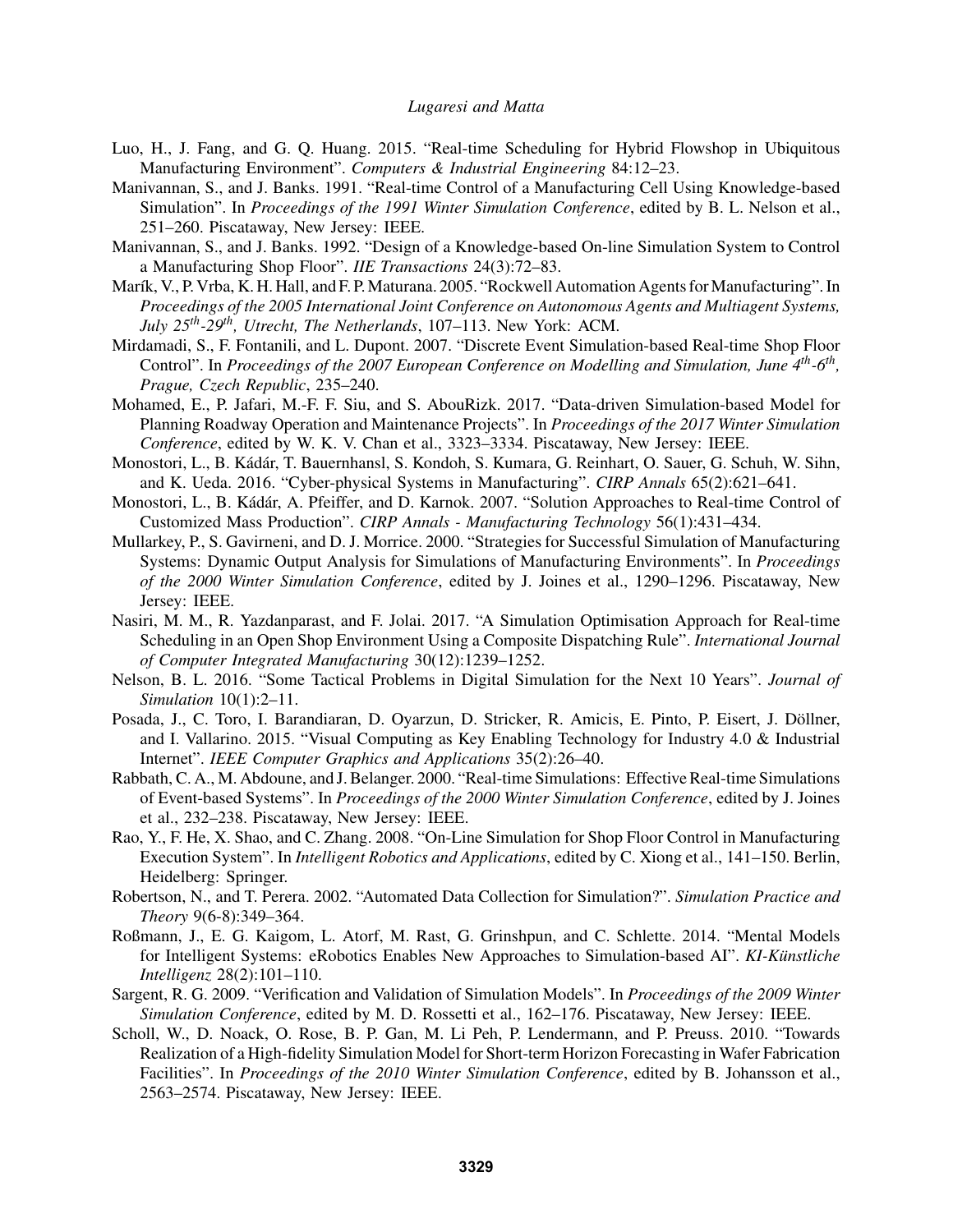Luo, H., J. Fang, and G. Q. Huang. 2015. "Real-time Scheduling for Hybrid Flowshop in Ubiquitous Manufacturing Environment". *Computers & Industrial Engineering* 84:12–23.

Manivannan, S., and J. Banks. 1991. "Real-time Control of a Manufacturing Cell Using Knowledge-based Simulation". In *Proceedings of the 1991 Winter Simulation Conference*, edited by B. L. Nelson et al., 251–260. Piscataway, New Jersey: IEEE.

Manivannan, S., and J. Banks. 1992. "Design of a Knowledge-based On-line Simulation System to Control a Manufacturing Shop Floor". *IIE Transactions* 24(3):72–83.

Marík, V., P. Vrba, K. H. Hall, and F. P. Maturana. 2005. "Rockwell Automation Agents for Manufacturing". In *Proceedings of the 2005 International Joint Conference on Autonomous Agents and Multiagent Systems, July 25th-29th, Utrecht, The Netherlands*, 107–113. New York: ACM.

Mirdamadi, S., F. Fontanili, and L. Dupont. 2007. "Discrete Event Simulation-based Real-time Shop Floor Control". In *Proceedings of the 2007 European Conference on Modelling and Simulation, June 4th-6th, Prague, Czech Republic*, 235–240.

Mohamed, E., P. Jafari, M.-F. F. Siu, and S. AbouRizk. 2017. "Data-driven Simulation-based Model for Planning Roadway Operation and Maintenance Projects". In *Proceedings of the 2017 Winter Simulation Conference*, edited by W. K. V. Chan et al., 3323–3334. Piscataway, New Jersey: IEEE.

Monostori, L., B. Kádár, T. Bauernhansl, S. Kondoh, S. Kumara, G. Reinhart, O. Sauer, G. Schuh, W. Sihn, and K. Ueda. 2016. "Cyber-physical Systems in Manufacturing". *CIRP Annals* 65(2):621–641.

Monostori, L., B. Kádár, A. Pfeiffer, and D. Karnok. 2007. "Solution Approaches to Real-time Control of Customized Mass Production". *CIRP Annals - Manufacturing Technology* 56(1):431–434.

Mullarkey, P., S. Gavirneni, and D. J. Morrice. 2000. "Strategies for Successful Simulation of Manufacturing Systems: Dynamic Output Analysis for Simulations of Manufacturing Environments". In *Proceedings of the 2000 Winter Simulation Conference*, edited by J. Joines et al., 1290–1296. Piscataway, New Jersey: IEEE.

Nasiri, M. M., R. Yazdanparast, and F. Jolai. 2017. "A Simulation Optimisation Approach for Real-time Scheduling in an Open Shop Environment Using a Composite Dispatching Rule". *International Journal of Computer Integrated Manufacturing* 30(12):1239–1252.

Nelson, B. L. 2016. "Some Tactical Problems in Digital Simulation for the Next 10 Years". *Journal of Simulation* 10(1):2–11.

Posada, J., C. Toro, I. Barandiaran, D. Oyarzun, D. Stricker, R. Amicis, E. Pinto, P. Eisert, J. Döllner, and I. Vallarino. 2015. "Visual Computing as Key Enabling Technology for Industry 4.0 & Industrial Internet". *IEEE Computer Graphics and Applications* 35(2):26–40.

Rabbath, C. A., M. Abdoune, and J. Belanger. 2000. "Real-time Simulations: Effective Real-time Simulations of Event-based Systems". In *Proceedings of the 2000 Winter Simulation Conference*, edited by J. Joines et al., 232–238. Piscataway, New Jersey: IEEE.

Rao, Y., F. He, X. Shao, and C. Zhang. 2008. "On-Line Simulation for Shop Floor Control in Manufacturing Execution System". In *Intelligent Robotics and Applications*, edited by C. Xiong et al., 141–150. Berlin, Heidelberg: Springer.

Robertson, N., and T. Perera. 2002. "Automated Data Collection for Simulation?". *Simulation Practice and Theory* 9(6-8):349–364.

Roßmann, J., E. G. Kaigom, L. Atorf, M. Rast, G. Grinshpun, and C. Schlette. 2014. "Mental Models for Intelligent Systems: eRobotics Enables New Approaches to Simulation-based AI". *KI-Künstliche Intelligenz* 28(2):101–110.

Sargent, R. G. 2009. "Verification and Validation of Simulation Models". In *Proceedings of the 2009 Winter Simulation Conference*, edited by M. D. Rossetti et al., 162–176. Piscataway, New Jersey: IEEE.

Scholl, W., D. Noack, O. Rose, B. P. Gan, M. Li Peh, P. Lendermann, and P. Preuss. 2010. "Towards Realization of a High-fidelity Simulation Model for Short-term Horizon Forecasting in Wafer Fabrication Facilities". In *Proceedings of the 2010 Winter Simulation Conference*, edited by B. Johansson et al., 2563–2574. Piscataway, New Jersey: IEEE.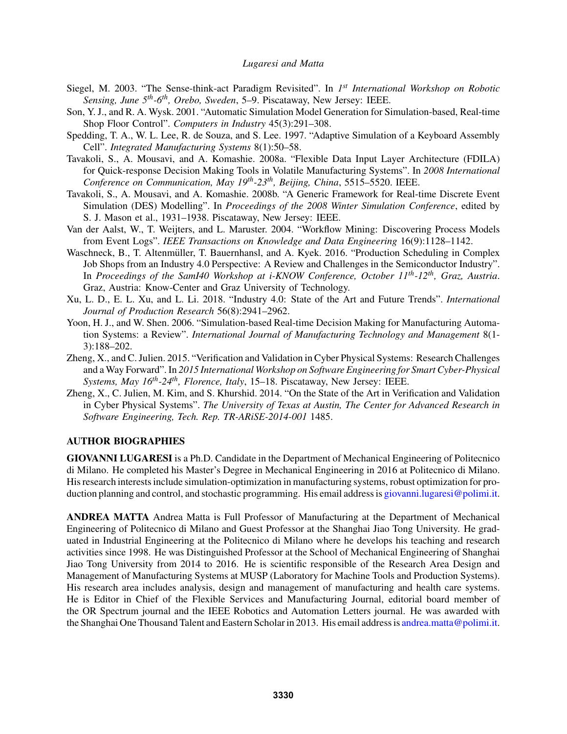Siegel, M. 2003. "The Sense-think-act Paradigm Revisited". In *1st International Workshop on Robotic Sensing, June 5th-6th, Orebo, Sweden*, 5–9. Piscataway, New Jersey: IEEE.

Son, Y. J., and R. A. Wysk. 2001. "Automatic Simulation Model Generation for Simulation-based, Real-time Shop Floor Control". *Computers in Industry* 45(3):291–308.

Spedding, T. A., W. L. Lee, R. de Souza, and S. Lee. 1997. "Adaptive Simulation of a Keyboard Assembly Cell". *Integrated Manufacturing Systems* 8(1):50–58.

Tavakoli, S., A. Mousavi, and A. Komashie. 2008a. "Flexible Data Input Layer Architecture (FDILA) for Quick-response Decision Making Tools in Volatile Manufacturing Systems". In *2008 International Conference on Communication, May 19th-23th, Beijing, China*, 5515–5520. IEEE.

Tavakoli, S., A. Mousavi, and A. Komashie. 2008b. "A Generic Framework for Real-time Discrete Event Simulation (DES) Modelling". In *Proceedings of the 2008 Winter Simulation Conference*, edited by S. J. Mason et al., 1931–1938. Piscataway, New Jersey: IEEE.

Van der Aalst, W., T. Weijters, and L. Maruster. 2004. "Workflow Mining: Discovering Process Models from Event Logs". *IEEE Transactions on Knowledge and Data Engineering* 16(9):1128–1142.

Waschneck, B., T. Altenmüller, T. Bauernhansl, and A. Kyek. 2016. "Production Scheduling in Complex Job Shops from an Industry 4.0 Perspective: A Review and Challenges in the Semiconductor Industry". In *Proceedings of the SamI40 Workshop at i-KNOW Conference, October 11th-12th, Graz, Austria*. Graz, Austria: Know-Center and Graz University of Technology.

Xu, L. D., E. L. Xu, and L. Li. 2018. "Industry 4.0: State of the Art and Future Trends". *International Journal of Production Research* 56(8):2941–2962.

Yoon, H. J., and W. Shen. 2006. "Simulation-based Real-time Decision Making for Manufacturing Automation Systems: a Review". *International Journal of Manufacturing Technology and Management* 8(1-3):188–202.

Zheng, X., and C. Julien. 2015. "Verification and Validation in Cyber Physical Systems: Research Challenges and a Way Forward". In *2015 International Workshop on Software Engineering for Smart Cyber-Physical Systems, May 16th-24th, Florence, Italy*, 15–18. Piscataway, New Jersey: IEEE.

Zheng, X., C. Julien, M. Kim, and S. Khurshid. 2014. "On the State of the Art in Verification and Validation in Cyber Physical Systems". *The University of Texas at Austin, The Center for Advanced Research in Software Engineering, Tech. Rep. TR-ARiSE-2014-001* 1485.

## AUTHOR BIOGRAPHIES

**GIOVANNI LUGARESI** is a Ph.D. Candidate in the Department of Mechanical Engineering of Politecnico di Milano. He completed his Master's Degree in Mechanical Engineering in 2016 at Politecnico di Milano. His research interests include simulation-optimization in manufacturing systems, robust optimization for production planning and control, and stochastic programming. His email address is giovanni.lugaresi@polimi.it.

**ANDREA MATTA** Andrea Matta is Full Professor of Manufacturing at the Department of Mechanical Engineering of Politecnico di Milano and Guest Professor at the Shanghai Jiao Tong University. He graduated in Industrial Engineering at the Politecnico di Milano where he develops his teaching and research activities since 1998. He was Distinguished Professor at the School of Mechanical Engineering of Shanghai Jiao Tong University from 2014 to 2016. He is scientific responsible of the Research Area Design and Management of Manufacturing Systems at MUSP (Laboratory for Machine Tools and Production Systems). His research area includes analysis, design and management of manufacturing and health care systems. He is Editor in Chief of the Flexible Services and Manufacturing Journal, editorial board member of the OR Spectrum journal and the IEEE Robotics and Automation Letters journal. He was awarded with the Shanghai One Thousand Talent and Eastern Scholar in 2013. His email address is andrea.matta@polimi.it.